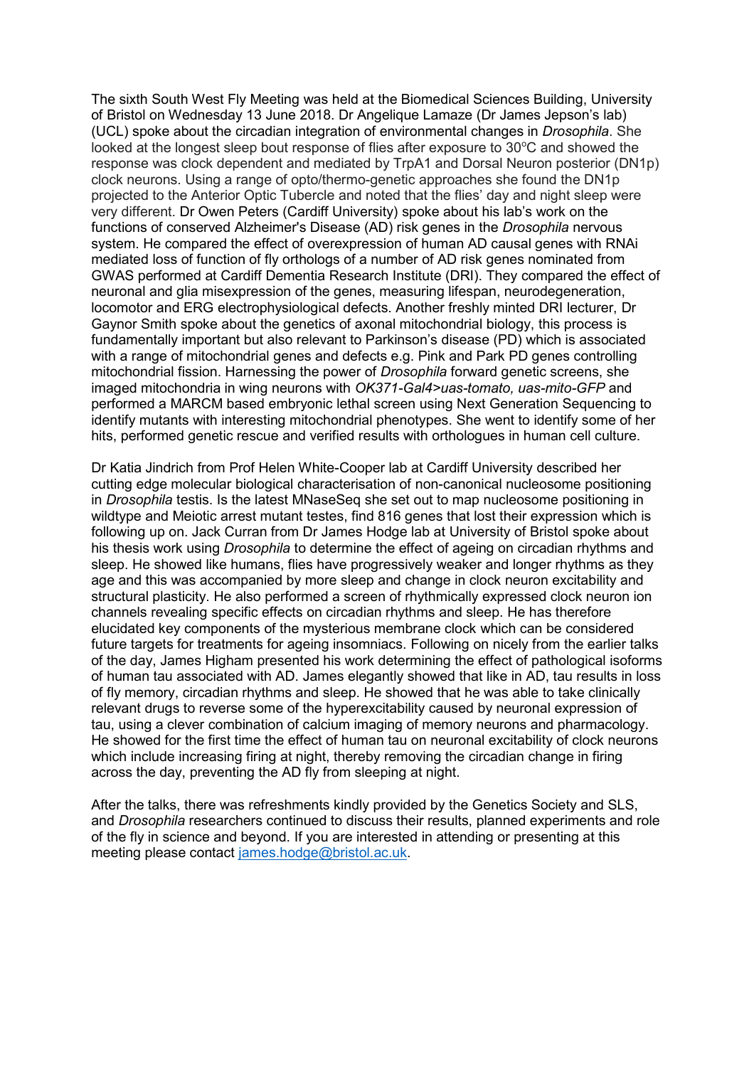The sixth South West Fly Meeting was held at the Biomedical Sciences Building, University of Bristol on Wednesday 13 June 2018. Dr Angelique Lamaze (Dr James Jepson's lab) (UCL) spoke about the circadian integration of environmental changes in *Drosophila*. She looked at the longest sleep bout response of flies after exposure to 30$^{o}$C and showed the response was clock dependent and mediated by TrpA1 and Dorsal Neuron posterior (DN1p) clock neurons. Using a range of opto/thermo-genetic approaches she found the DN1p projected to the Anterior Optic Tubercle and noted that the flies' day and night sleep were very different. Dr Owen Peters (Cardiff University) spoke about his lab's work on the functions of conserved Alzheimer's Disease (AD) risk genes in the *Drosophila* nervous system. He compared the effect of overexpression of human AD causal genes with RNAi mediated loss of function of fly orthologs of a number of AD risk genes nominated from GWAS performed at Cardiff Dementia Research Institute (DRI). They compared the effect of neuronal and glia misexpression of the genes, measuring lifespan, neurodegeneration, locomotor and ERG electrophysiological defects. Another freshly minted DRI lecturer, Dr Gaynor Smith spoke about the genetics of axonal mitochondrial biology, this process is fundamentally important but also relevant to Parkinson's disease (PD) which is associated with a range of mitochondrial genes and defects e.g. Pink and Park PD genes controlling mitochondrial fission. Harnessing the power of *Drosophila* forward genetic screens, she imaged mitochondria in wing neurons with *OK371-Gal4>uas-tomato, uas-mito-GFP* and performed a MARCM based embryonic lethal screen using Next Generation Sequencing to identify mutants with interesting mitochondrial phenotypes. She went to identify some of her hits, performed genetic rescue and verified results with orthologues in human cell culture.

Dr Katia Jindrich from Prof Helen White-Cooper lab at Cardiff University described her cutting edge molecular biological characterisation of non-canonical nucleosome positioning in *Drosophila* testis. Is the latest MNaseSeq she set out to map nucleosome positioning in wildtype and Meiotic arrest mutant testes, find 816 genes that lost their expression which is following up on. Jack Curran from Dr James Hodge lab at University of Bristol spoke about his thesis work using *Drosophila* to determine the effect of ageing on circadian rhythms and sleep. He showed like humans, flies have progressively weaker and longer rhythms as they age and this was accompanied by more sleep and change in clock neuron excitability and structural plasticity. He also performed a screen of rhythmically expressed clock neuron ion channels revealing specific effects on circadian rhythms and sleep. He has therefore elucidated key components of the mysterious membrane clock which can be considered future targets for treatments for ageing insomniacs. Following on nicely from the earlier talks of the day, James Higham presented his work determining the effect of pathological isoforms of human tau associated with AD. James elegantly showed that like in AD, tau results in loss of fly memory, circadian rhythms and sleep. He showed that he was able to take clinically relevant drugs to reverse some of the hyperexcitability caused by neuronal expression of tau, using a clever combination of calcium imaging of memory neurons and pharmacology. He showed for the first time the effect of human tau on neuronal excitability of clock neurons which include increasing firing at night, thereby removing the circadian change in firing across the day, preventing the AD fly from sleeping at night.

After the talks, there was refreshments kindly provided by the Genetics Society and SLS, and *Drosophila* researchers continued to discuss their results, planned experiments and role of the fly in science and beyond. If you are interested in attending or presenting at this meeting please contact [james.hodge@bristol.ac.uk](mailto:james.hodge@bristol.ac.uk).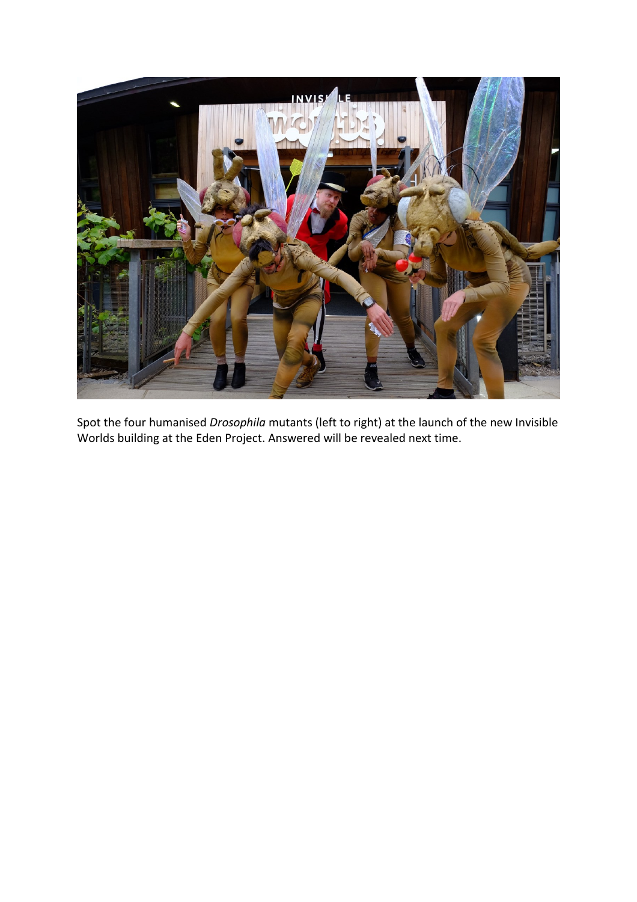Spot the four humanised *Drosophila* mutants (left to right) at the launch of the new Invisible Worlds building at the Eden Project. Answered will be revealed next time.